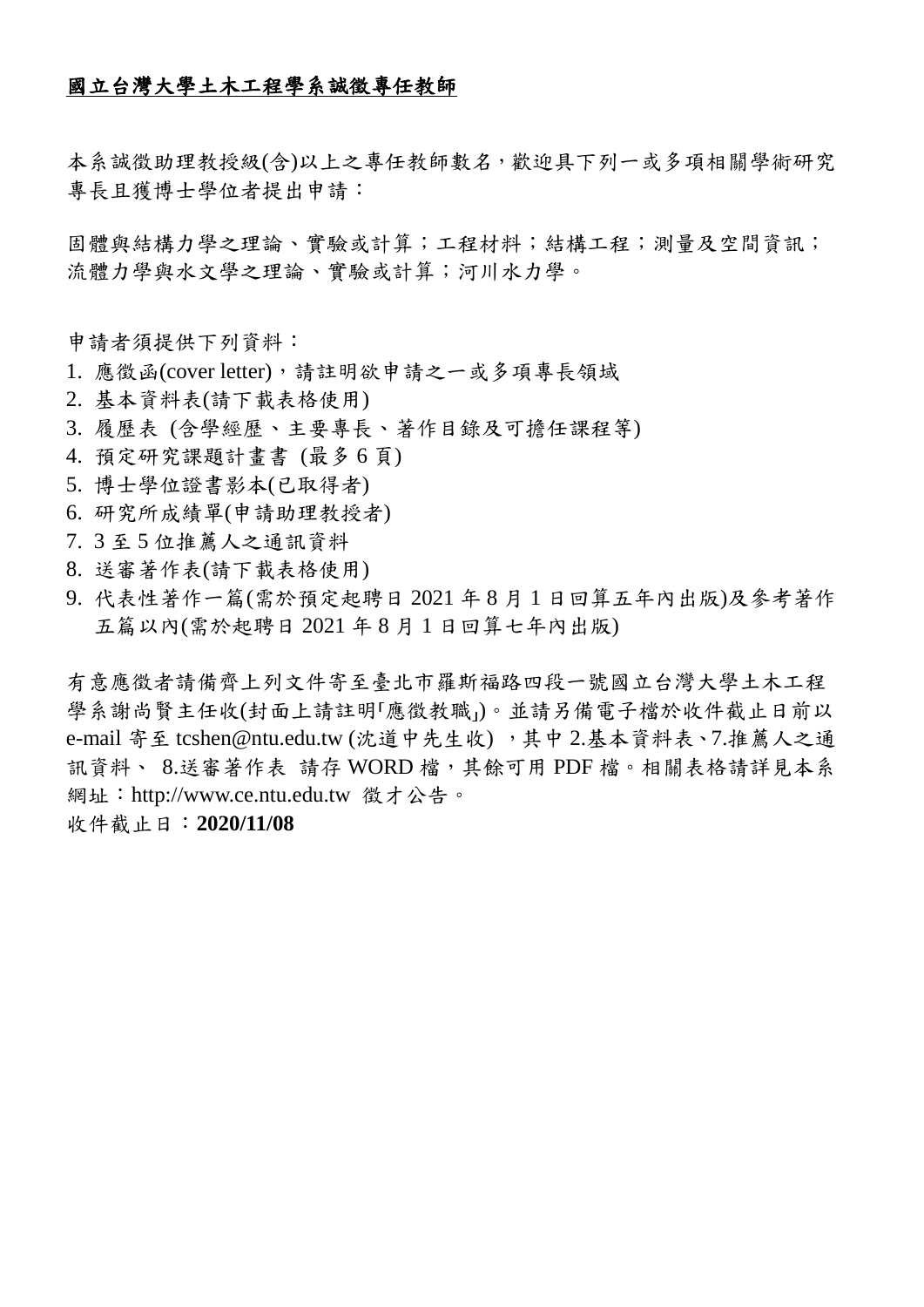**國立台灣大學土木工程學系誠徵專任教師**

本系誠徵助理教授級(含)以上之專任教師數名，歡迎具下列一或多項相關學術研究專長且獲博士學位者提出申請：

固體與結構力學之理論、實驗或計算；工程材料；結構工程；測量及空間資訊；流體力學與水文學之理論、實驗或計算；河川水力學。

申請者須提供下列資料：

1. 應徵函(cover letter)，請註明欲申請之一或多項專長領域
2. 基本資料表(請下載表格使用)
3. 履歷表 (含學經歷、主要專長、著作目錄及可擔任課程等)
4. 預定研究課題計畫書 (最多 6 頁)
5. 博士學位證書影本(已取得者)
6. 研究所成績單(申請助理教授者)
7. 3 至 5 位推薦人之通訊資料
8. 送審著作表(請下載表格使用)
9. 代表性著作一篇(需於預定起聘日 2021 年 8 月 1 日回算五年內出版)及參考著作五篇以內(需於起聘日 2021 年 8 月 1 日回算七年內出版)

有意應徵者請備齊上列文件寄至臺北市羅斯福路四段一號國立台灣大學土木工程學系謝尚賢主任收(封面上請註明「應徵教職」)。並請另備電子檔於收件截止日前以 e-mail 寄至 tcshen@ntu.edu.tw (沈道中先生收) ，其中 2.基本資料表、7.推薦人之通訊資料、 8.送審著作表 請存 WORD 檔，其餘可用 PDF 檔。相關表格請詳見本系網址：http://www.ce.ntu.edu.tw 徵才公告。

收件截止日：**2020/11/08**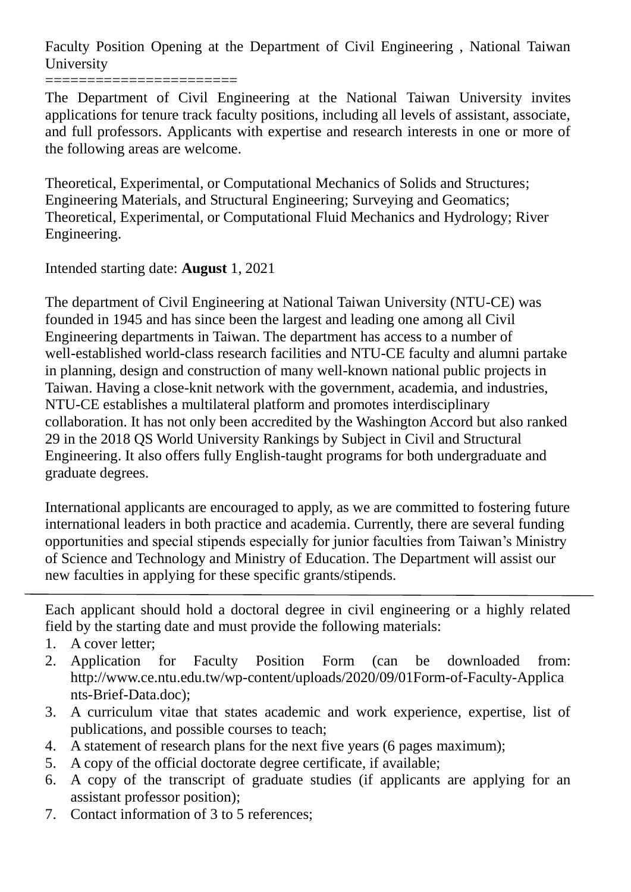Faculty Position Opening at the Department of Civil Engineering , National Taiwan University

======================

The Department of Civil Engineering at the National Taiwan University invites applications for tenure track faculty positions, including all levels of assistant, associate, and full professors. Applicants with expertise and research interests in one or more of the following areas are welcome.

Theoretical, Experimental, or Computational Mechanics of Solids and Structures; Engineering Materials, and Structural Engineering; Surveying and Geomatics; Theoretical, Experimental, or Computational Fluid Mechanics and Hydrology; River Engineering.

Intended starting date: **August** 1, 2021

The department of Civil Engineering at National Taiwan University (NTU-CE) was founded in 1945 and has since been the largest and leading one among all Civil Engineering departments in Taiwan. The department has access to a number of well-established world-class research facilities and NTU-CE faculty and alumni partake in planning, design and construction of many well-known national public projects in Taiwan. Having a close-knit network with the government, academia, and industries, NTU-CE establishes a multilateral platform and promotes interdisciplinary collaboration. It has not only been accredited by the Washington Accord but also ranked 29 in the 2018 QS World University Rankings by Subject in Civil and Structural Engineering. It also offers fully English-taught programs for both undergraduate and graduate degrees.

International applicants are encouraged to apply, as we are committed to fostering future international leaders in both practice and academia. Currently, there are several funding opportunities and special stipends especially for junior faculties from Taiwan's Ministry of Science and Technology and Ministry of Education. The Department will assist our new faculties in applying for these specific grants/stipends.

---

Each applicant should hold a doctoral degree in civil engineering or a highly related field by the starting date and must provide the following materials:

1. A cover letter;
2. Application for Faculty Position Form (can be downloaded from: http://www.ce.ntu.edu.tw/wp-content/uploads/2020/09/01Form-of-Faculty-Applicants-Brief-Data.doc);
3. A curriculum vitae that states academic and work experience, expertise, list of publications, and possible courses to teach;
4. A statement of research plans for the next five years (6 pages maximum);
5. A copy of the official doctorate degree certificate, if available;
6. A copy of the transcript of graduate studies (if applicants are applying for an assistant professor position);
7. Contact information of 3 to 5 references;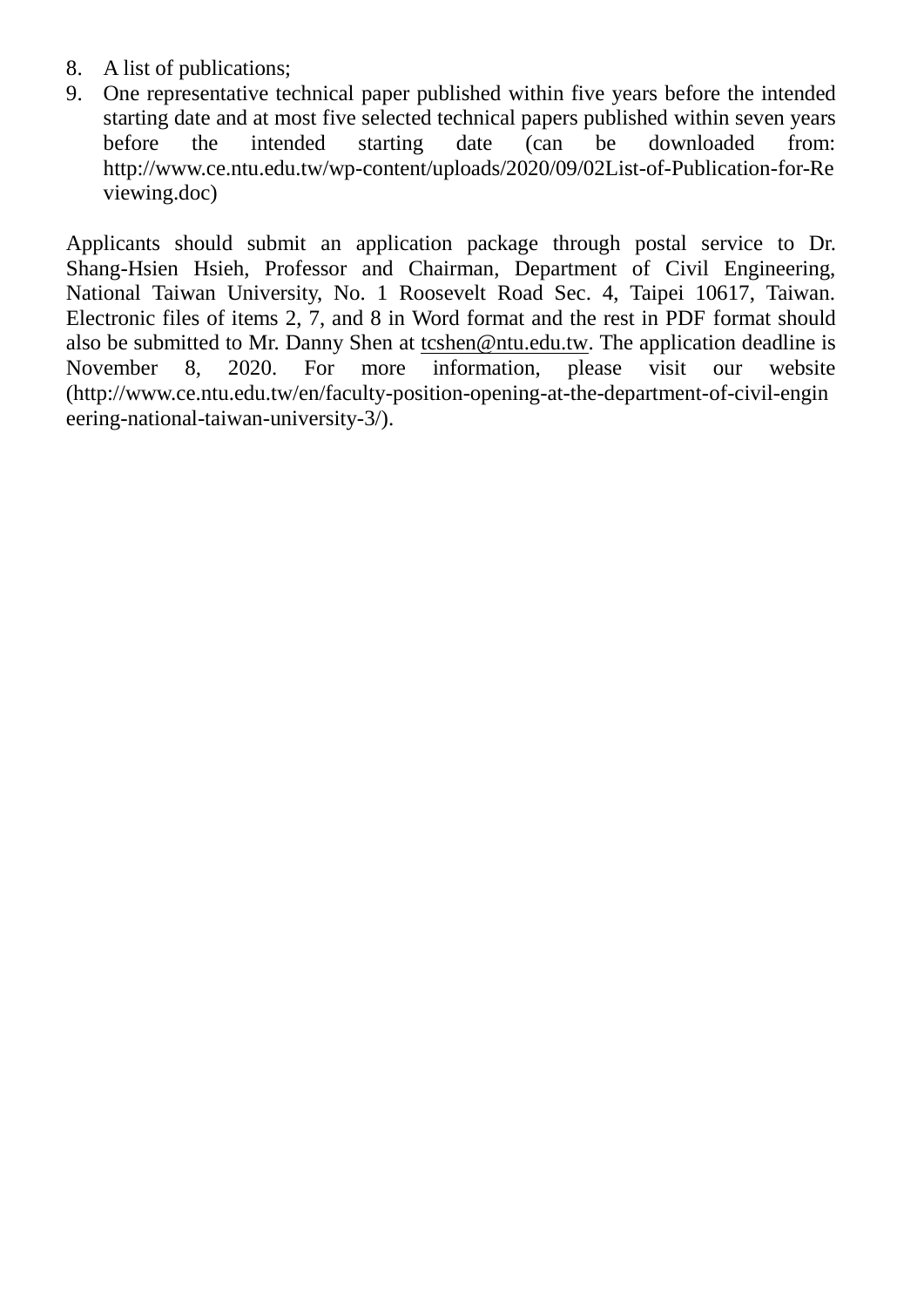8. A list of publications;
9. One representative technical paper published within five years before the intended starting date and at most five selected technical papers published within seven years before the intended starting date (can be downloaded from: http://www.ce.ntu.edu.tw/wp-content/uploads/2020/09/02List-of-Publication-for-Reviewing.doc)

Applicants should submit an application package through postal service to Dr. Shang-Hsien Hsieh, Professor and Chairman, Department of Civil Engineering, National Taiwan University, No. 1 Roosevelt Road Sec. 4, Taipei 10617, Taiwan. Electronic files of items 2, 7, and 8 in Word format and the rest in PDF format should also be submitted to Mr. Danny Shen at tcshen@ntu.edu.tw. The application deadline is November 8, 2020. For more information, please visit our website (http://www.ce.ntu.edu.tw/en/faculty-position-opening-at-the-department-of-civil-engineering-national-taiwan-university-3/).